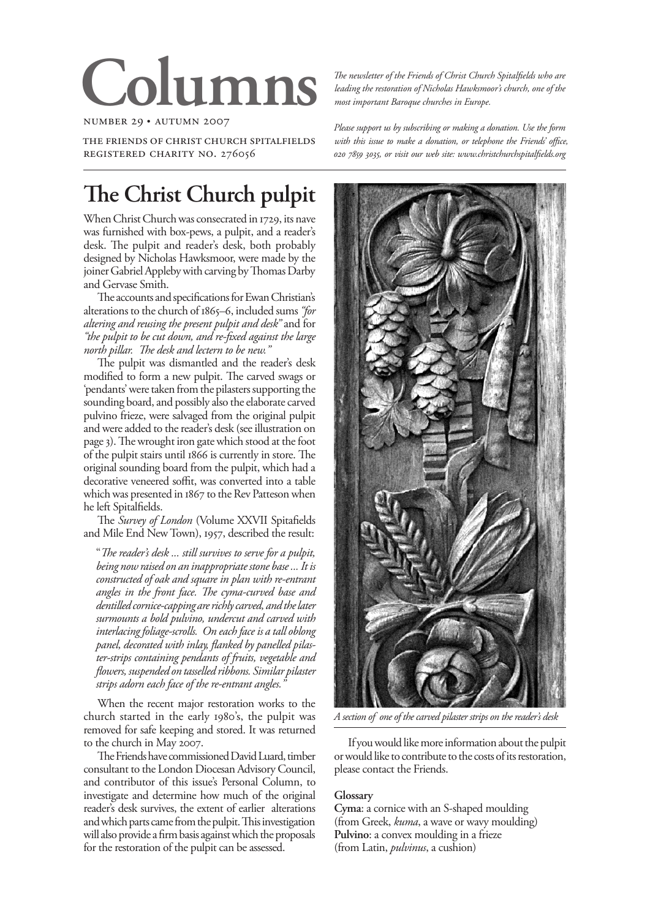# Columns

NUMBER 29 • AUTUMN 2007

THE FRIENDS OF CHRIST CHURCH SPITALFIELDS
REGISTERED CHARITY NO. 276056

*The newsletter of the Friends of Christ Church Spitalfields who are leading the restoration of Nicholas Hawksmoor's church, one of the most important Baroque churches in Europe.*

*Please support us by subscribing or making a donation. Use the form with this issue to make a donation, or telephone the Friends' office, 020 7859 3035, or visit our web site: www.christchurchspitalfields.org*

## The Christ Church pulpit

When Christ Church was consecrated in 1729, its nave was furnished with box-pews, a pulpit, and a reader's desk. The pulpit and reader's desk, both probably designed by Nicholas Hawksmoor, were made by the joiner Gabriel Appleby with carving by Thomas Darby and Gervase Smith.

The accounts and specifications for Ewan Christian's alterations to the church of 1865–6, included sums *"for altering and reusing the present pulpit and desk"* and for *"the pulpit to be cut down, and re-fixed against the large north pillar. The desk and lectern to be new."*

The pulpit was dismantled and the reader's desk modified to form a new pulpit. The carved swags or 'pendants' were taken from the pilasters supporting the sounding board, and possibly also the elaborate carved pulvino frieze, were salvaged from the original pulpit and were added to the reader's desk (see illustration on page 3). The wrought iron gate which stood at the foot of the pulpit stairs until 1866 is currently in store. The original sounding board from the pulpit, which had a decorative veneered soffit, was converted into a table which was presented in 1867 to the Rev Patteson when he left Spitalfields.

The *Survey of London* (Volume XXVII Spitafields and Mile End New Town), 1957, described the result:

> "*The reader's desk ... still survives to serve for a pulpit, being now raised on an inappropriate stone base ... It is constructed of oak and square in plan with re-entrant angles in the front face. The cyma-curved base and dentilled cornice-capping are richly carved, and the later surmounts a bold pulvino, undercut and carved with interlacing foliage-scrolls. On each face is a tall oblong panel, decorated with inlay, flanked by panelled pilaster-strips containing pendants of fruits, vegetable and flowers, suspended on tasselled ribbons. Similar pilaster strips adorn each face of the re-entrant angles.*"

When the recent major restoration works to the church started in the early 1980's, the pulpit was removed for safe keeping and stored. It was returned to the church in May 2007.

The Friends have commissioned David Luard, timber consultant to the London Diocesan Advisory Council, and contributor of this issue's Personal Column, to investigate and determine how much of the original reader's desk survives, the extent of earlier alterations and which parts came from the pulpit. This investigation will also provide a firm basis against which the proposals for the restoration of the pulpit can be assessed.

*A section of one of the carved pilaster strips on the reader's desk*

If you would like more information about the pulpit or would like to contribute to the costs of its restoration, please contact the Friends.

**Glossary**

**Cyma**: a cornice with an S-shaped moulding (from Greek, *kuma*, a wave or wavy moulding)

**Pulvino**: a convex moulding in a frieze (from Latin, *pulvinus*, a cushion)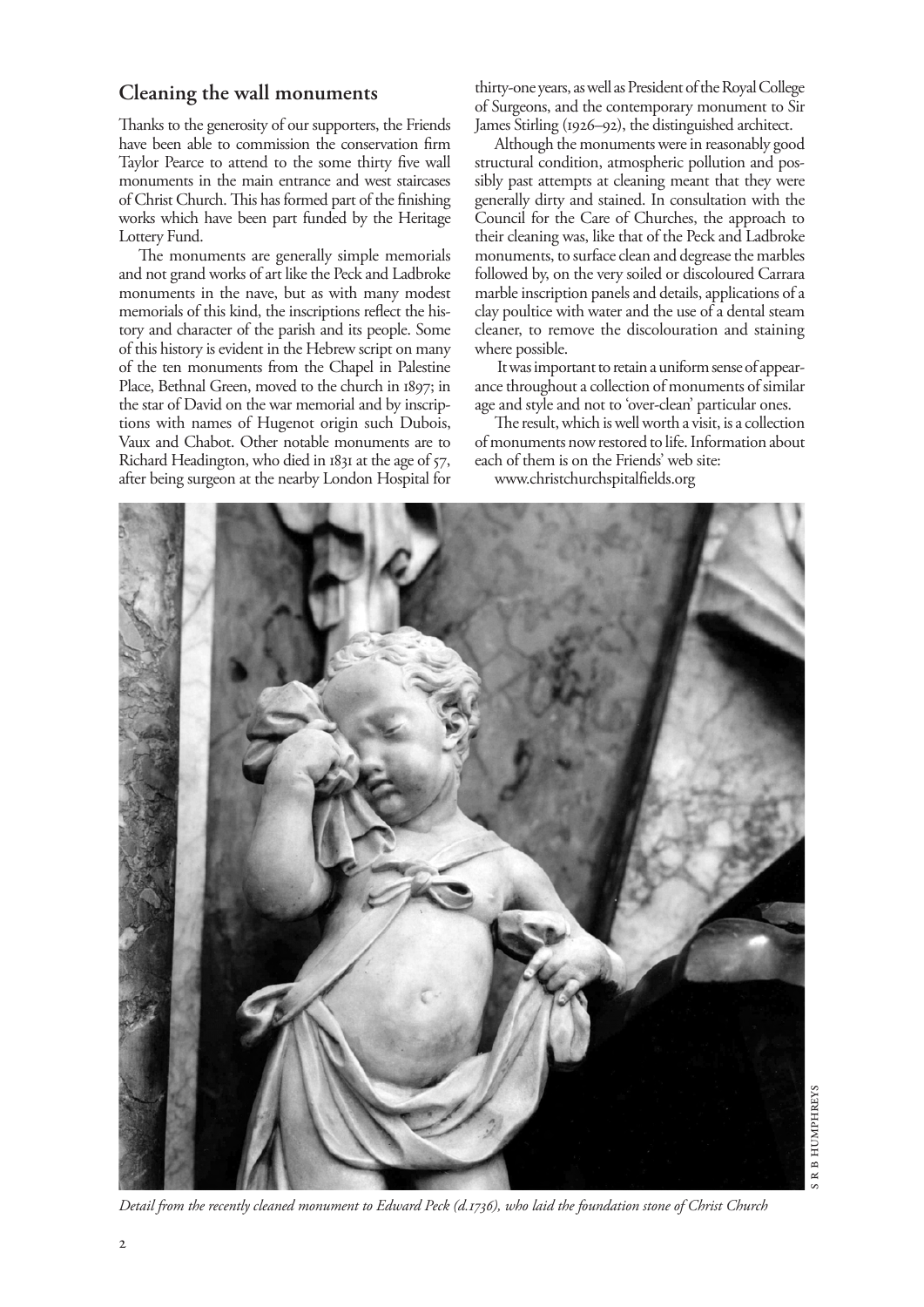## Cleaning the wall monuments

Thanks to the generosity of our supporters, the Friends have been able to commission the conservation firm Taylor Pearce to attend to the some thirty five wall monuments in the main entrance and west staircases of Christ Church. This has formed part of the finishing works which have been part funded by the Heritage Lottery Fund.

The monuments are generally simple memorials and not grand works of art like the Peck and Ladbroke monuments in the nave, but as with many modest memorials of this kind, the inscriptions reflect the history and character of the parish and its people. Some of this history is evident in the Hebrew script on many of the ten monuments from the Chapel in Palestine Place, Bethnal Green, moved to the church in 1897; in the star of David on the war memorial and by inscriptions with names of Hugenot origin such Dubois, Vaux and Chabot. Other notable monuments are to Richard Headington, who died in 1831 at the age of 57, after being surgeon at the nearby London Hospital for thirty-one years, as well as President of the Royal College of Surgeons, and the contemporary monument to Sir James Stirling (1926–92), the distinguished architect.

Although the monuments were in reasonably good structural condition, atmospheric pollution and possibly past attempts at cleaning meant that they were generally dirty and stained. In consultation with the Council for the Care of Churches, the approach to their cleaning was, like that of the Peck and Ladbroke monuments, to surface clean and degrease the marbles followed by, on the very soiled or discoloured Carrara marble inscription panels and details, applications of a clay poultice with water and the use of a dental steam cleaner, to remove the discolouration and staining where possible.

It was important to retain a uniform sense of appearance throughout a collection of monuments of similar age and style and not to 'over-clean' particular ones.

The result, which is well worth a visit, is a collection of monuments now restored to life. Information about each of them is on the Friends' web site:
www.christchurchspitalfields.org

S R B HUMPHREYS

*Detail from the recently cleaned monument to Edward Peck (d.1736), who laid the foundation stone of Christ Church*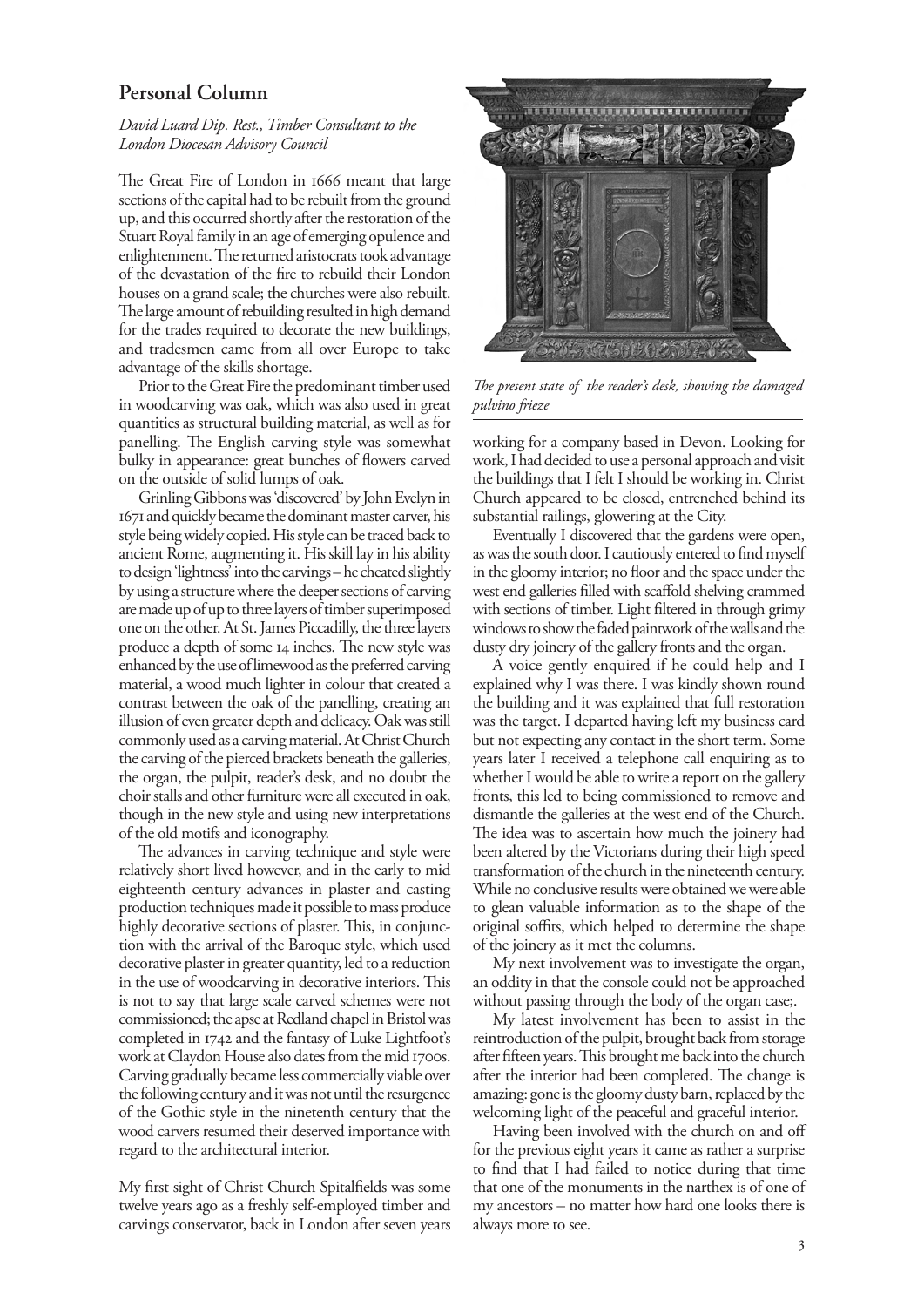## Personal Column

*David Luard Dip. Rest., Timber Consultant to the London Diocesan Advisory Council*

The Great Fire of London in 1666 meant that large sections of the capital had to be rebuilt from the ground up, and this occurred shortly after the restoration of the Stuart Royal family in an age of emerging opulence and enlightenment. The returned aristocrats took advantage of the devastation of the fire to rebuild their London houses on a grand scale; the churches were also rebuilt. The large amount of rebuilding resulted in high demand for the trades required to decorate the new buildings, and tradesmen came from all over Europe to take advantage of the skills shortage.

Prior to the Great Fire the predominant timber used in woodcarving was oak, which was also used in great quantities as structural building material, as well as for panelling. The English carving style was somewhat bulky in appearance: great bunches of flowers carved on the outside of solid lumps of oak.

Grinling Gibbons was 'discovered' by John Evelyn in 1671 and quickly became the dominant master carver, his style being widely copied. His style can be traced back to ancient Rome, augmenting it. His skill lay in his ability to design 'lightness' into the carvings – he cheated slightly by using a structure where the deeper sections of carving are made up of up to three layers of timber superimposed one on the other. At St. James Piccadilly, the three layers produce a depth of some 14 inches. The new style was enhanced by the use of limewood as the preferred carving material, a wood much lighter in colour that created a contrast between the oak of the panelling, creating an illusion of even greater depth and delicacy. Oak was still commonly used as a carving material. At Christ Church the carving of the pierced brackets beneath the galleries, the organ, the pulpit, reader's desk, and no doubt the choir stalls and other furniture were all executed in oak, though in the new style and using new interpretations of the old motifs and iconography.

The advances in carving technique and style were relatively short lived however, and in the early to mid eighteenth century advances in plaster and casting production techniques made it possible to mass produce highly decorative sections of plaster. This, in conjunction with the arrival of the Baroque style, which used decorative plaster in greater quantity, led to a reduction in the use of woodcarving in decorative interiors. This is not to say that large scale carved schemes were not commissioned; the apse at Redland chapel in Bristol was completed in 1742 and the fantasy of Luke Lightfoot's work at Claydon House also dates from the mid 1700s. Carving gradually became less commercially viable over the following century and it was not until the resurgence of the Gothic style in the ninetenth century that the wood carvers resumed their deserved importance with regard to the architectural interior.

My first sight of Christ Church Spitalfields was some twelve years ago as a freshly self-employed timber and carvings conservator, back in London after seven years working for a company based in Devon. Looking for work, I had decided to use a personal approach and visit the buildings that I felt I should be working in. Christ Church appeared to be closed, entrenched behind its substantial railings, glowering at the City.

*The present state of the reader's desk, showing the damaged pulvino frieze*

Eventually I discovered that the gardens were open, as was the south door. I cautiously entered to find myself in the gloomy interior; no floor and the space under the west end galleries filled with scaffold shelving crammed with sections of timber. Light filtered in through grimy windows to show the faded paintwork of the walls and the dusty dry joinery of the gallery fronts and the organ.

A voice gently enquired if he could help and I explained why I was there. I was kindly shown round the building and it was explained that full restoration was the target. I departed having left my business card but not expecting any contact in the short term. Some years later I received a telephone call enquiring as to whether I would be able to write a report on the gallery fronts, this led to being commissioned to remove and dismantle the galleries at the west end of the Church. The idea was to ascertain how much the joinery had been altered by the Victorians during their high speed transformation of the church in the nineteenth century. While no conclusive results were obtained we were able to glean valuable information as to the shape of the original soffits, which helped to determine the shape of the joinery as it met the columns.

My next involvement was to investigate the organ, an oddity in that the console could not be approached without passing through the body of the organ case;.

My latest involvement has been to assist in the reintroduction of the pulpit, brought back from storage after fifteen years. This brought me back into the church after the interior had been completed. The change is amazing: gone is the gloomy dusty barn, replaced by the welcoming light of the peaceful and graceful interior.

Having been involved with the church on and off for the previous eight years it came as rather a surprise to find that I had failed to notice during that time that one of the monuments in the narthex is of one of my ancestors – no matter how hard one looks there is always more to see.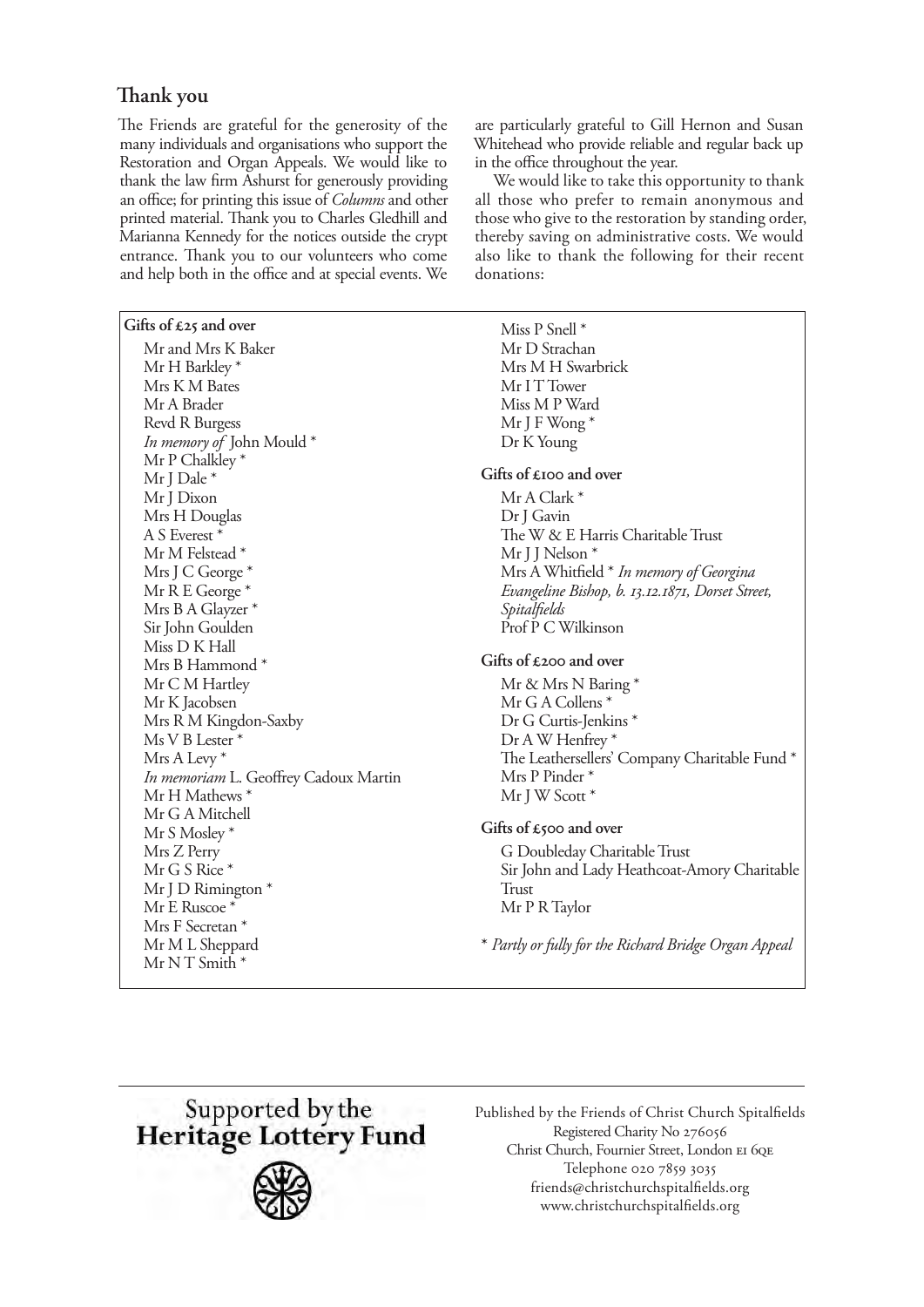## Thank you

The Friends are grateful for the generosity of the many individuals and organisations who support the Restoration and Organ Appeals. We would like to thank the law firm Ashurst for generously providing an office; for printing this issue of *Columns* and other printed material. Thank you to Charles Gledhill and Marianna Kennedy for the notices outside the crypt entrance. Thank you to our volunteers who come and help both in the office and at special events. We are particularly grateful to Gill Hernon and Susan Whitehead who provide reliable and regular back up in the office throughout the year.

We would like to take this opportunity to thank all those who prefer to remain anonymous and those who give to the restoration by standing order, thereby saving on administrative costs. We would also like to thank the following for their recent donations:

**Gifts of £25 and over**

Mr and Mrs K Baker
Mr H Barkley *
Mrs K M Bates
Mr A Brader
Revd R Burgess
*In memory of* John Mould *
Mr P Chalkley *
Mr J Dale *
Mr J Dixon
Mrs H Douglas
A S Everest *
Mr M Felstead *
Mrs J C George *
Mr R E George *
Mrs B A Glayzer *
Sir John Goulden
Miss D K Hall
Mrs B Hammond *
Mr C M Hartley
Mr K Jacobsen
Mrs R M Kingdon-Saxby
Ms V B Lester *
Mrs A Levy *
*In memoriam* L. Geoffrey Cadoux Martin
Mr H Mathews *
Mr G A Mitchell
Mr S Mosley *
Mrs Z Perry
Mr G S Rice *
Mr J D Rimington *
Mr E Ruscoe *
Mrs F Secretan *
Mr M L Sheppard
Mr N T Smith *
Miss P Snell *
Mr D Strachan
Mrs M H Swarbrick
Mr I T Tower
Miss M P Ward
Mr J F Wong *
Dr K Young

**Gifts of £100 and over**

Mr A Clark *
Dr J Gavin
The W & E Harris Charitable Trust
Mr J J Nelson *
Mrs A Whitfield * *In memory of Georgina Evangeline Bishop, b. 13.12.1871, Dorset Street, Spitalfields*
Prof P C Wilkinson

**Gifts of £200 and over**

Mr & Mrs N Baring *
Mr G A Collens *
Dr G Curtis-Jenkins *
Dr A W Henfrey *
The Leathersellers' Company Charitable Fund *
Mrs P Pinder *
Mr J W Scott *

**Gifts of £500 and over**

G Doubleday Charitable Trust
Sir John and Lady Heathcoat-Amory Charitable Trust
Mr P R Taylor

* *Partly or fully for the Richard Bridge Organ Appeal*

Supported by the
**Heritage Lottery Fund**

Published by the Friends of Christ Church Spitalfields
Registered Charity No 276056
Christ Church, Fournier Street, London E1 6QE
Telephone 020 7859 3035
friends@christchurchspitalfields.org
www.christchurchspitalfields.org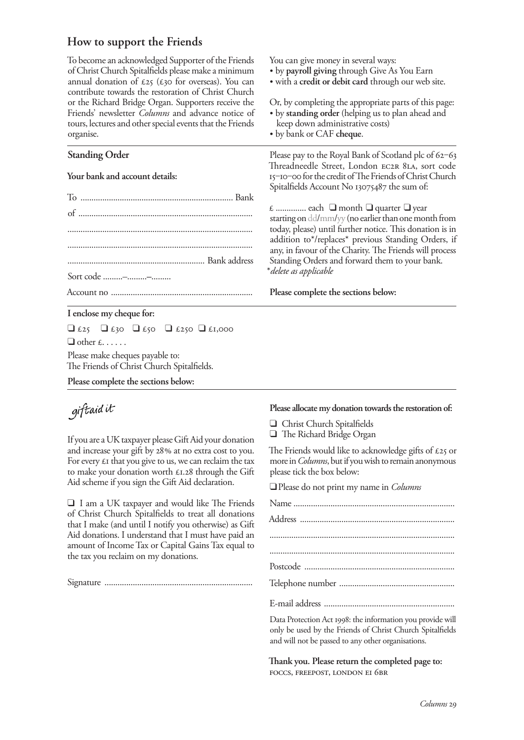## How to support the Friends

To become an acknowledged Supporter of the Friends of Christ Church Spitalfields please make a minimum annual donation of £25 (£30 for overseas). You can contribute towards the restoration of Christ Church or the Richard Bridge Organ. Supporters receive the Friends' newsletter *Columns* and advance notice of tours, lectures and other special events that the Friends organise.

You can give money in several ways:

- by **payroll giving** through Give As You Earn
- with a **credit or debit card** through our web site.

Or, by completing the appropriate parts of this page:

- by **standing order** (helping us to plan ahead and keep down administrative costs)
- by bank or CAF **cheque**.

### Standing Order

**Your bank and account details:**

To ...................................................................... Bank

of ...............................................................................

...................................................................................

...................................................................................

.............................................................. Bank address

Sort code .........–.........–.........

Account no ................................................................

Please pay to the Royal Bank of Scotland plc of 62–63 Threadneedle Street, London EC2R 8LA, sort code 15–10–00 for the credit of The Friends of Christ Church Spitalfields Account No 13075487 the sum of:

£ ............. each ❑ month ❑ quarter ❑ year starting on dd/mm/yy (no earlier than one month from today, please) until further notice. This donation is in addition to*/replaces* previous Standing Orders, if any, in favour of the Charity. The Friends will process Standing Orders and forward them to your bank.

*delete as applicable

**Please complete the sections below:**

**I enclose my cheque for:**

❑ £25 ❑ £30 ❑ £50 ❑ £250 ❑ £1,000

❑ other £. . . . . .

Please make cheques payable to:
The Friends of Christ Church Spitalfields.

**Please complete the sections below:**

### giftaid it

If you are a UK taxpayer please Gift Aid your donation and increase your gift by 28% at no extra cost to you. For every £1 that you give to us, we can reclaim the tax to make your donation worth £1.28 through the Gift Aid scheme if you sign the Gift Aid declaration.

❑ I am a UK taxpayer and would like The Friends of Christ Church Spitalfields to treat all donations that I make (and until I notify you otherwise) as Gift Aid donations. I understand that I must have paid an amount of Income Tax or Capital Gains Tax equal to the tax you reclaim on my donations.

Signature ...................................................................

**Please allocate my donation towards the restoration of:**

❑ Christ Church Spitalfields
❑ The Richard Bridge Organ

The Friends would like to acknowledge gifts of £25 or more in *Columns*, but if you wish to remain anonymous please tick the box below:

❑ Please do not print my name in *Columns*

Name .........................................................................

Address ......................................................................

...................................................................................

...................................................................................

Postcode ....................................................................

Telephone number ....................................................

E-mail address ...........................................................

Data Protection Act 1998: the information you provide will only be used by the Friends of Christ Church Spitalfields and will not be passed to any other organisations.

**Thank you. Please return the completed page to:**
FOCCS, FREEPOST, LONDON E1 6BR